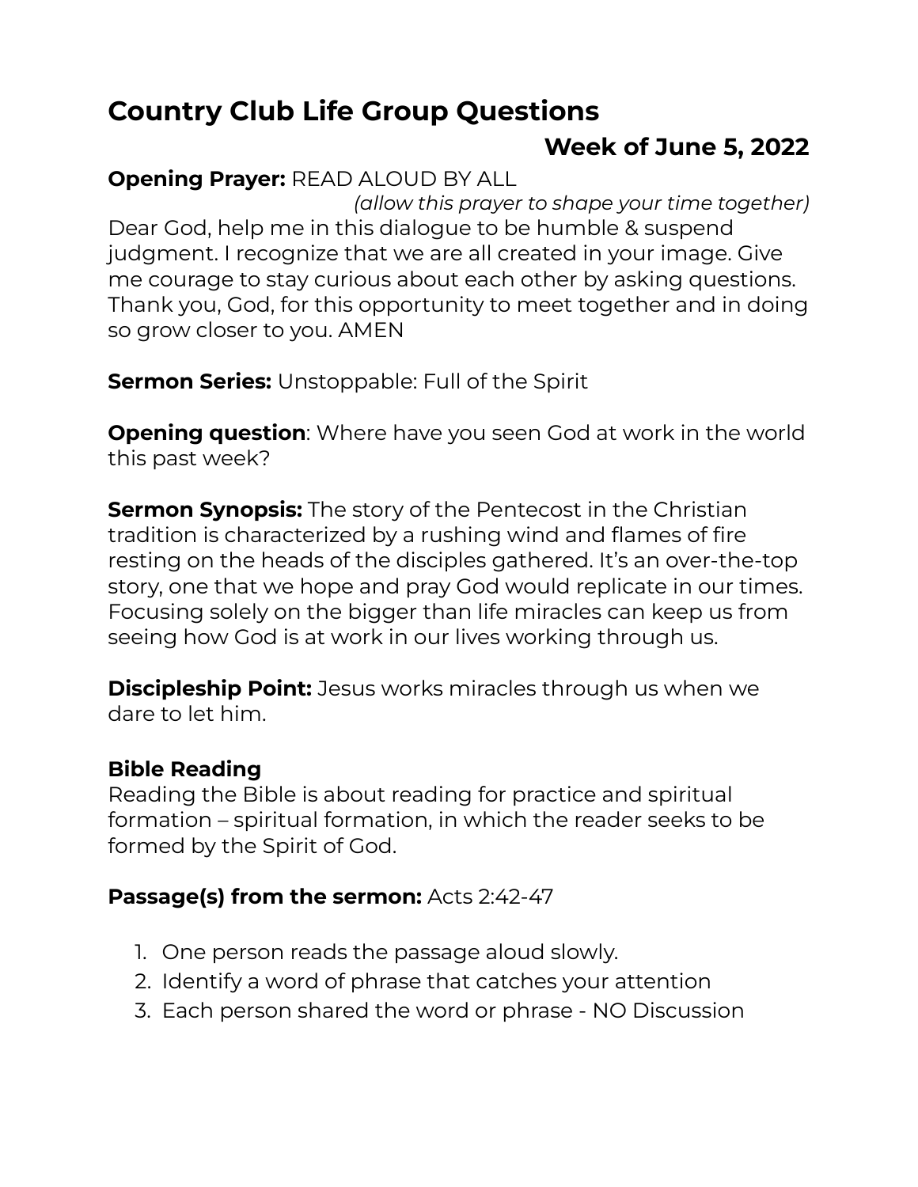# Country Club Life Group Questions

## Week of June 5, 2022

**Opening Prayer:** READ ALOUD BY ALL

*(allow this prayer to shape your time together)*

Dear God, help me in this dialogue to be humble & suspend judgment. I recognize that we are all created in your image. Give me courage to stay curious about each other by asking questions. Thank you, God, for this opportunity to meet together and in doing so grow closer to you. AMEN

**Sermon Series:** Unstoppable: Full of the Spirit

**Opening question**: Where have you seen God at work in the world this past week?

**Sermon Synopsis:** The story of the Pentecost in the Christian tradition is characterized by a rushing wind and flames of fire resting on the heads of the disciples gathered. It's an over-the-top story, one that we hope and pray God would replicate in our times. Focusing solely on the bigger than life miracles can keep us from seeing how God is at work in our lives working through us.

**Discipleship Point:** Jesus works miracles through us when we dare to let him.

**Bible Reading**

Reading the Bible is about reading for practice and spiritual formation – spiritual formation, in which the reader seeks to be formed by the Spirit of God.

**Passage(s) from the sermon:** Acts 2:42-47

1. One person reads the passage aloud slowly.
2. Identify a word of phrase that catches your attention
3. Each person shared the word or phrase - NO Discussion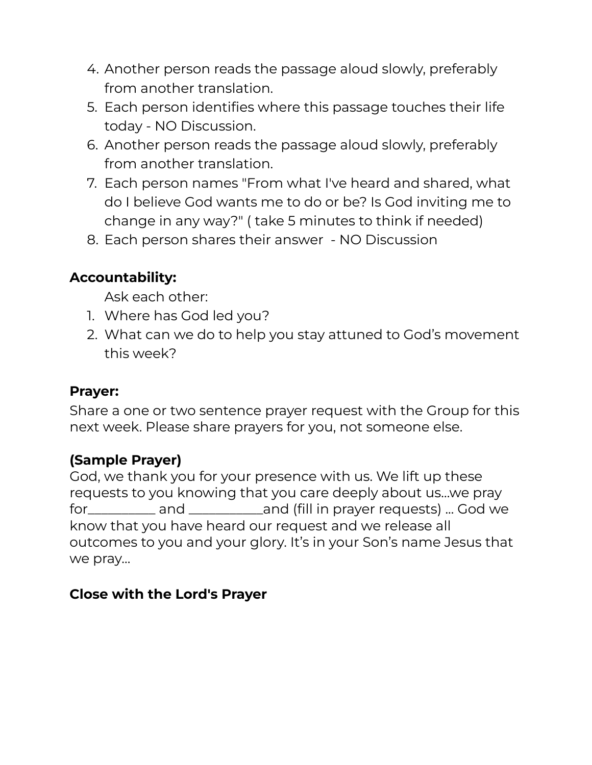4. Another person reads the passage aloud slowly, preferably from another translation.
5. Each person identifies where this passage touches their life today - NO Discussion.
6. Another person reads the passage aloud slowly, preferably from another translation.
7. Each person names "From what I've heard and shared, what do I believe God wants me to do or be? Is God inviting me to change in any way?" ( take 5 minutes to think if needed)
8. Each person shares their answer - NO Discussion

**Accountability:**

Ask each other:

1. Where has God led you?
2. What can we do to help you stay attuned to God's movement this week?

**Prayer:**

Share a one or two sentence prayer request with the Group for this next week. Please share prayers for you, not someone else.

**(Sample Prayer)**

God, we thank you for your presence with us. We lift up these requests to you knowing that you care deeply about us...we pray for__________ and ___________and (fill in prayer requests) ... God we know that you have heard our request and we release all outcomes to you and your glory. It's in your Son's name Jesus that we pray...

**Close with the Lord's Prayer**